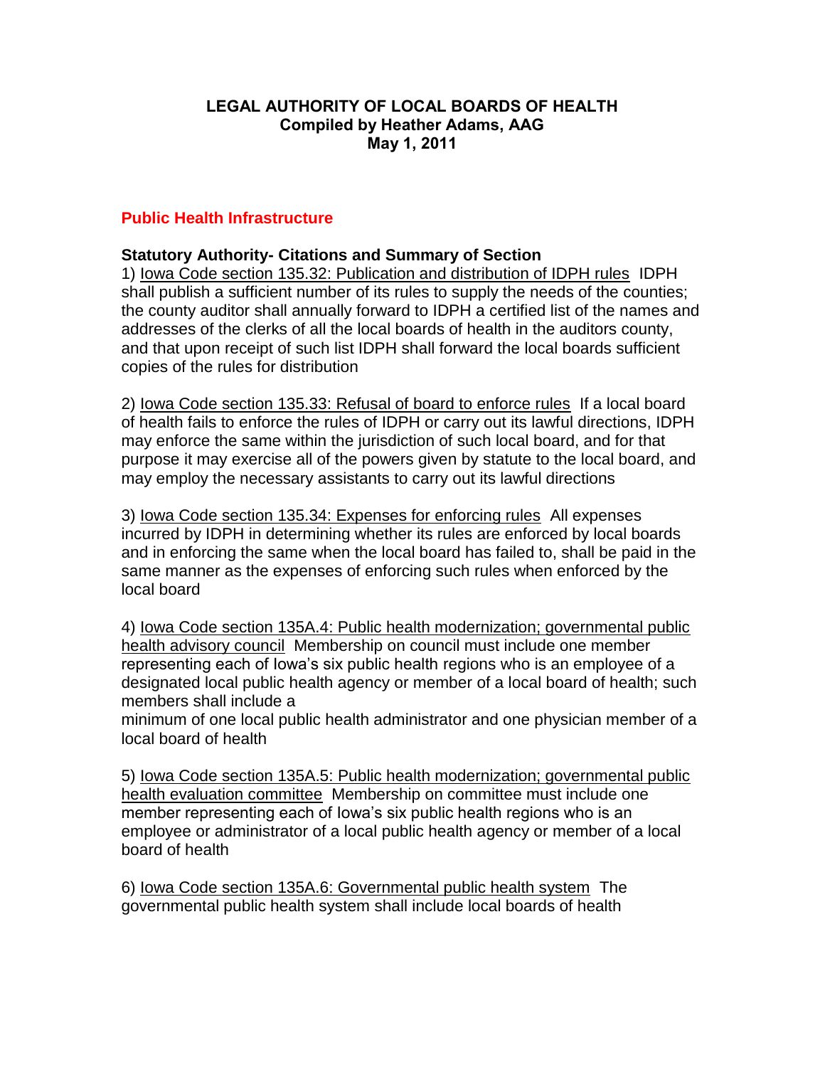# LEGAL AUTHORITY OF LOCAL BOARDS OF HEALTH
**Compiled by Heather Adams, AAG**
**May 1, 2011**

## Public Health Infrastructure

### Statutory Authority- Citations and Summary of Section

1) Iowa Code section 135.32: Publication and distribution of IDPH rules IDPH shall publish a sufficient number of its rules to supply the needs of the counties; the county auditor shall annually forward to IDPH a certified list of the names and addresses of the clerks of all the local boards of health in the auditors county, and that upon receipt of such list IDPH shall forward the local boards sufficient copies of the rules for distribution

2) Iowa Code section 135.33: Refusal of board to enforce rules If a local board of health fails to enforce the rules of IDPH or carry out its lawful directions, IDPH may enforce the same within the jurisdiction of such local board, and for that purpose it may exercise all of the powers given by statute to the local board, and may employ the necessary assistants to carry out its lawful directions

3) Iowa Code section 135.34: Expenses for enforcing rules All expenses incurred by IDPH in determining whether its rules are enforced by local boards and in enforcing the same when the local board has failed to, shall be paid in the same manner as the expenses of enforcing such rules when enforced by the local board

4) Iowa Code section 135A.4: Public health modernization; governmental public health advisory council Membership on council must include one member representing each of Iowa's six public health regions who is an employee of a designated local public health agency or member of a local board of health; such members shall include a minimum of one local public health administrator and one physician member of a local board of health

5) Iowa Code section 135A.5: Public health modernization; governmental public health evaluation committee Membership on committee must include one member representing each of Iowa's six public health regions who is an employee or administrator of a local public health agency or member of a local board of health

6) Iowa Code section 135A.6: Governmental public health system The governmental public health system shall include local boards of health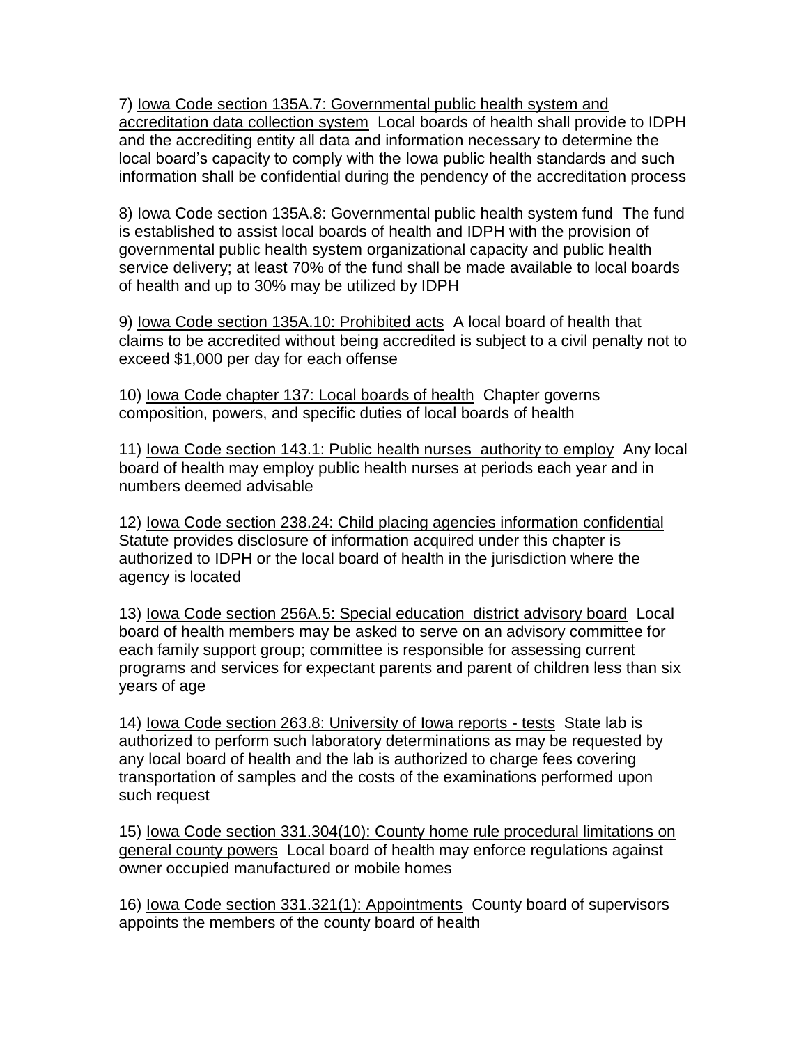7) <u>Iowa Code section 135A.7: Governmental public health system and accreditation data collection system</u> Local boards of health shall provide to IDPH and the accrediting entity all data and information necessary to determine the local board's capacity to comply with the Iowa public health standards and such information shall be confidential during the pendency of the accreditation process

8) <u>Iowa Code section 135A.8: Governmental public health system fund</u> The fund is established to assist local boards of health and IDPH with the provision of governmental public health system organizational capacity and public health service delivery; at least 70% of the fund shall be made available to local boards of health and up to 30% may be utilized by IDPH

9) <u>Iowa Code section 135A.10: Prohibited acts</u> A local board of health that claims to be accredited without being accredited is subject to a civil penalty not to exceed $1,000 per day for each offense

10) <u>Iowa Code chapter 137: Local boards of health</u> Chapter governs composition, powers, and specific duties of local boards of health

11) <u>Iowa Code section 143.1: Public health nurses authority to employ</u> Any local board of health may employ public health nurses at periods each year and in numbers deemed advisable

12) <u>Iowa Code section 238.24: Child placing agencies information confidential</u> Statute provides disclosure of information acquired under this chapter is authorized to IDPH or the local board of health in the jurisdiction where the agency is located

13) <u>Iowa Code section 256A.5: Special education district advisory board</u> Local board of health members may be asked to serve on an advisory committee for each family support group; committee is responsible for assessing current programs and services for expectant parents and parent of children less than six years of age

14) <u>Iowa Code section 263.8: University of Iowa reports - tests</u> State lab is authorized to perform such laboratory determinations as may be requested by any local board of health and the lab is authorized to charge fees covering transportation of samples and the costs of the examinations performed upon such request

15) <u>Iowa Code section 331.304(10): County home rule procedural limitations on general county powers</u> Local board of health may enforce regulations against owner occupied manufactured or mobile homes

16) <u>Iowa Code section 331.321(1): Appointments</u> County board of supervisors appoints the members of the county board of health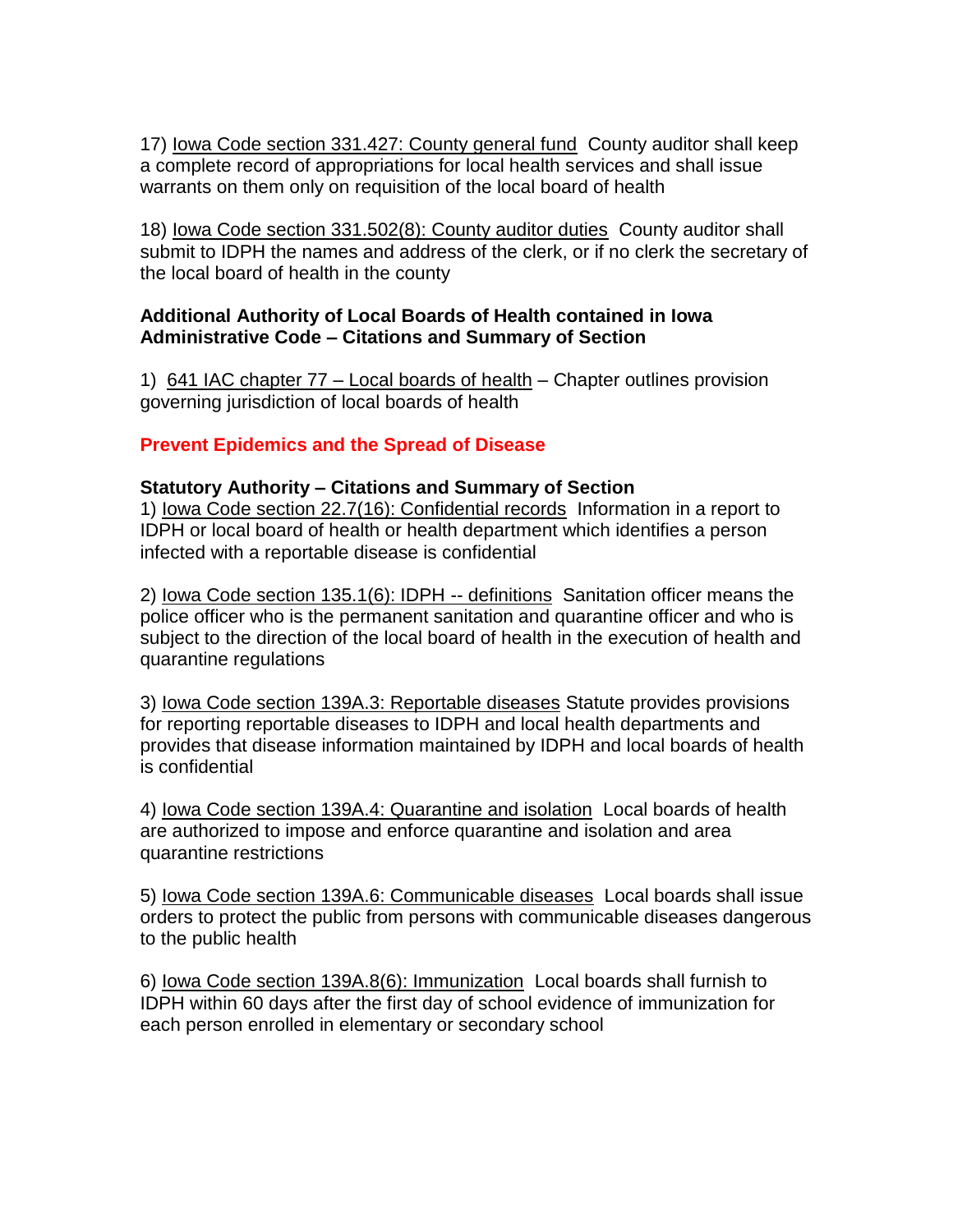17) Iowa Code section 331.427: County general fund  County auditor shall keep a complete record of appropriations for local health services and shall issue warrants on them only on requisition of the local board of health

18) Iowa Code section 331.502(8): County auditor duties  County auditor shall submit to IDPH the names and address of the clerk, or if no clerk the secretary of the local board of health in the county

**Additional Authority of Local Boards of Health contained in Iowa Administrative Code – Citations and Summary of Section**

1) 641 IAC chapter 77 – Local boards of health – Chapter outlines provision governing jurisdiction of local boards of health

## Prevent Epidemics and the Spread of Disease

**Statutory Authority – Citations and Summary of Section**

1) Iowa Code section 22.7(16): Confidential records  Information in a report to IDPH or local board of health or health department which identifies a person infected with a reportable disease is confidential

2) Iowa Code section 135.1(6): IDPH -- definitions  Sanitation officer means the police officer who is the permanent sanitation and quarantine officer and who is subject to the direction of the local board of health in the execution of health and quarantine regulations

3) Iowa Code section 139A.3: Reportable diseases Statute provides provisions for reporting reportable diseases to IDPH and local health departments and provides that disease information maintained by IDPH and local boards of health is confidential

4) Iowa Code section 139A.4: Quarantine and isolation  Local boards of health are authorized to impose and enforce quarantine and isolation and area quarantine restrictions

5) Iowa Code section 139A.6: Communicable diseases  Local boards shall issue orders to protect the public from persons with communicable diseases dangerous to the public health

6) Iowa Code section 139A.8(6): Immunization  Local boards shall furnish to IDPH within 60 days after the first day of school evidence of immunization for each person enrolled in elementary or secondary school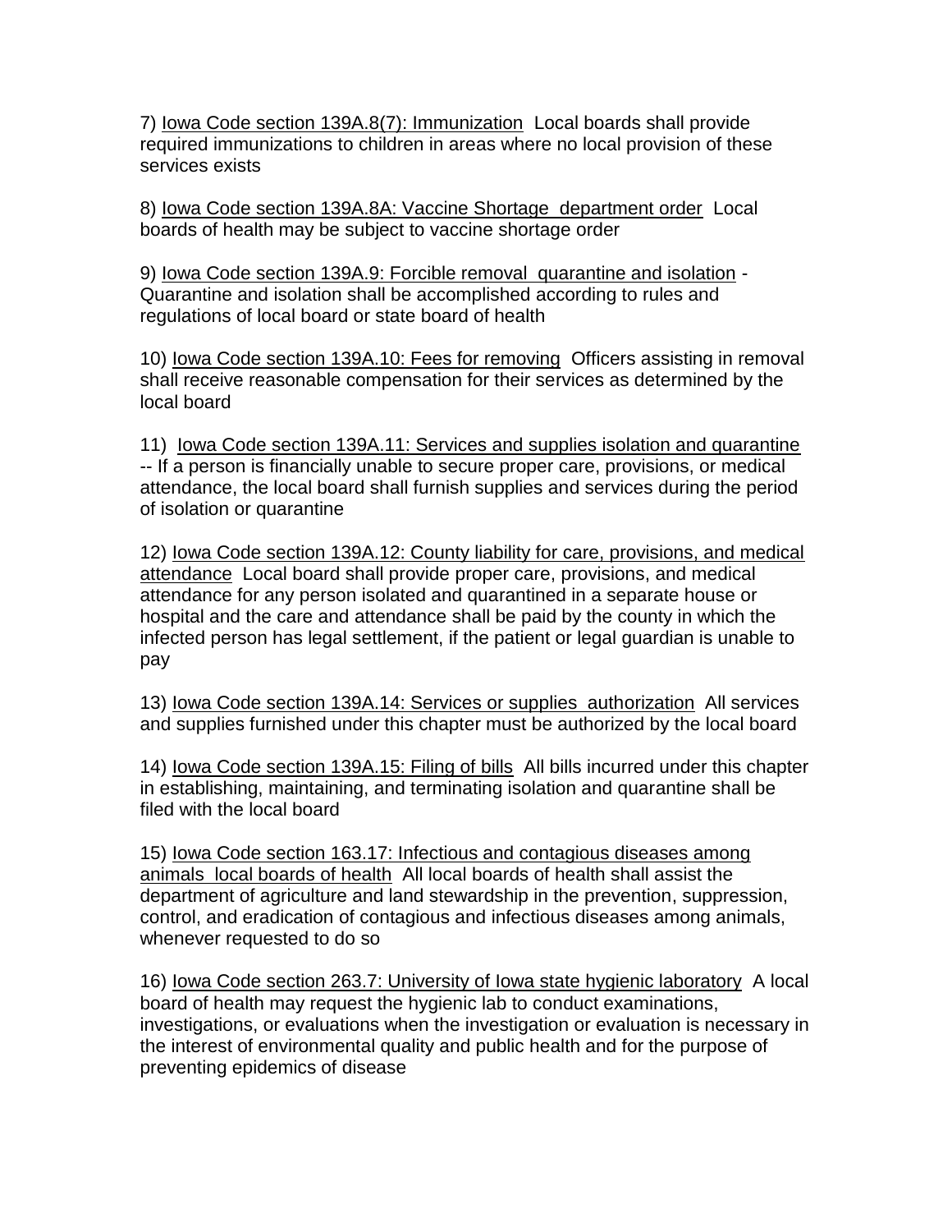7) <u>Iowa Code section 139A.8(7): Immunization</u> Local boards shall provide required immunizations to children in areas where no local provision of these services exists

8) <u>Iowa Code section 139A.8A: Vaccine Shortage department order</u> Local boards of health may be subject to vaccine shortage order

9) <u>Iowa Code section 139A.9: Forcible removal quarantine and isolation</u> - Quarantine and isolation shall be accomplished according to rules and regulations of local board or state board of health

10) <u>Iowa Code section 139A.10: Fees for removing</u> Officers assisting in removal shall receive reasonable compensation for their services as determined by the local board

11) <u>Iowa Code section 139A.11: Services and supplies isolation and quarantine</u> -- If a person is financially unable to secure proper care, provisions, or medical attendance, the local board shall furnish supplies and services during the period of isolation or quarantine

12) <u>Iowa Code section 139A.12: County liability for care, provisions, and medical attendance</u> Local board shall provide proper care, provisions, and medical attendance for any person isolated and quarantined in a separate house or hospital and the care and attendance shall be paid by the county in which the infected person has legal settlement, if the patient or legal guardian is unable to pay

13) <u>Iowa Code section 139A.14: Services or supplies authorization</u> All services and supplies furnished under this chapter must be authorized by the local board

14) <u>Iowa Code section 139A.15: Filing of bills</u> All bills incurred under this chapter in establishing, maintaining, and terminating isolation and quarantine shall be filed with the local board

15) <u>Iowa Code section 163.17: Infectious and contagious diseases among animals local boards of health</u> All local boards of health shall assist the department of agriculture and land stewardship in the prevention, suppression, control, and eradication of contagious and infectious diseases among animals, whenever requested to do so

16) <u>Iowa Code section 263.7: University of Iowa state hygienic laboratory</u> A local board of health may request the hygienic lab to conduct examinations, investigations, or evaluations when the investigation or evaluation is necessary in the interest of environmental quality and public health and for the purpose of preventing epidemics of disease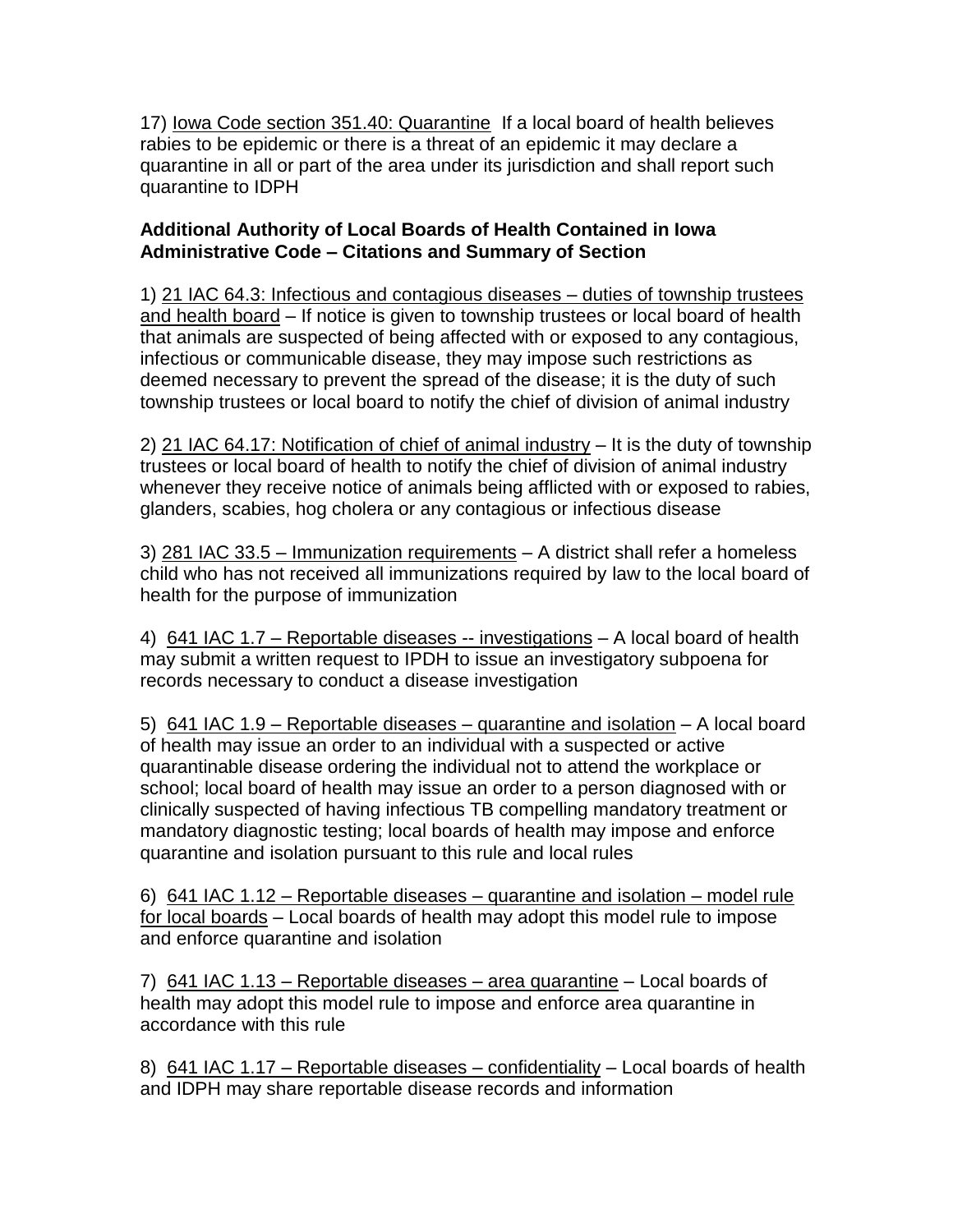17) Iowa Code section 351.40: Quarantine If a local board of health believes rabies to be epidemic or there is a threat of an epidemic it may declare a quarantine in all or part of the area under its jurisdiction and shall report such quarantine to IDPH

**Additional Authority of Local Boards of Health Contained in Iowa Administrative Code – Citations and Summary of Section**

1) 21 IAC 64.3: Infectious and contagious diseases – duties of township trustees and health board – If notice is given to township trustees or local board of health that animals are suspected of being affected with or exposed to any contagious, infectious or communicable disease, they may impose such restrictions as deemed necessary to prevent the spread of the disease; it is the duty of such township trustees or local board to notify the chief of division of animal industry

2) 21 IAC 64.17: Notification of chief of animal industry – It is the duty of township trustees or local board of health to notify the chief of division of animal industry whenever they receive notice of animals being afflicted with or exposed to rabies, glanders, scabies, hog cholera or any contagious or infectious disease

3) 281 IAC 33.5 – Immunization requirements – A district shall refer a homeless child who has not received all immunizations required by law to the local board of health for the purpose of immunization

4) 641 IAC 1.7 – Reportable diseases -- investigations – A local board of health may submit a written request to IPDH to issue an investigatory subpoena for records necessary to conduct a disease investigation

5) 641 IAC 1.9 – Reportable diseases – quarantine and isolation – A local board of health may issue an order to an individual with a suspected or active quarantinable disease ordering the individual not to attend the workplace or school; local board of health may issue an order to a person diagnosed with or clinically suspected of having infectious TB compelling mandatory treatment or mandatory diagnostic testing; local boards of health may impose and enforce quarantine and isolation pursuant to this rule and local rules

6) 641 IAC 1.12 – Reportable diseases – quarantine and isolation – model rule for local boards – Local boards of health may adopt this model rule to impose and enforce quarantine and isolation

7) 641 IAC 1.13 – Reportable diseases – area quarantine – Local boards of health may adopt this model rule to impose and enforce area quarantine in accordance with this rule

8) 641 IAC 1.17 – Reportable diseases – confidentiality – Local boards of health and IDPH may share reportable disease records and information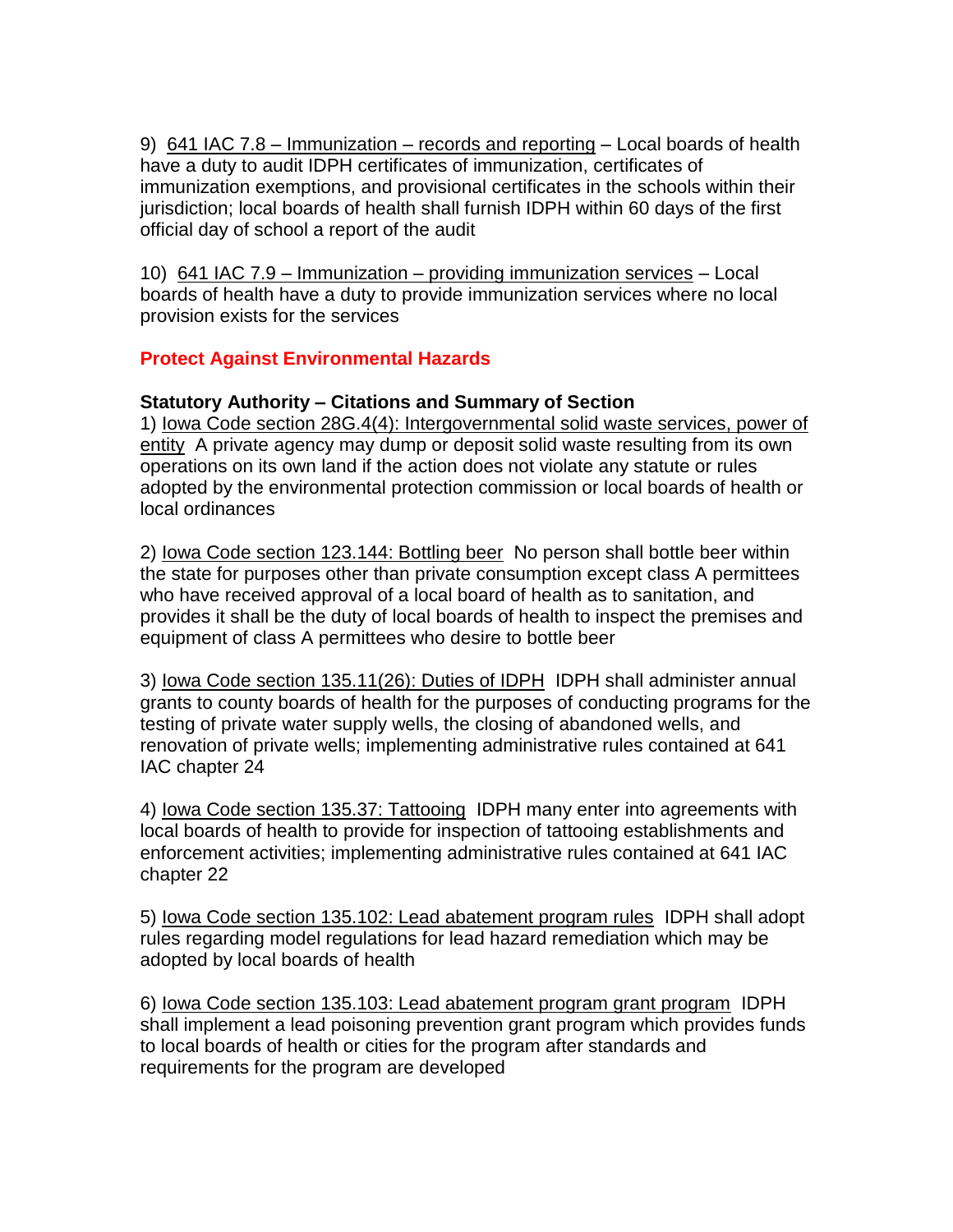9) 641 IAC 7.8 – Immunization – records and reporting – Local boards of health have a duty to audit IDPH certificates of immunization, certificates of immunization exemptions, and provisional certificates in the schools within their jurisdiction; local boards of health shall furnish IDPH within 60 days of the first official day of school a report of the audit

10) 641 IAC 7.9 – Immunization – providing immunization services – Local boards of health have a duty to provide immunization services where no local provision exists for the services

## Protect Against Environmental Hazards

**Statutory Authority – Citations and Summary of Section**

1) Iowa Code section 28G.4(4): Intergovernmental solid waste services, power of entity A private agency may dump or deposit solid waste resulting from its own operations on its own land if the action does not violate any statute or rules adopted by the environmental protection commission or local boards of health or local ordinances

2) Iowa Code section 123.144: Bottling beer No person shall bottle beer within the state for purposes other than private consumption except class A permittees who have received approval of a local board of health as to sanitation, and provides it shall be the duty of local boards of health to inspect the premises and equipment of class A permittees who desire to bottle beer

3) Iowa Code section 135.11(26): Duties of IDPH IDPH shall administer annual grants to county boards of health for the purposes of conducting programs for the testing of private water supply wells, the closing of abandoned wells, and renovation of private wells; implementing administrative rules contained at 641 IAC chapter 24

4) Iowa Code section 135.37: Tattooing IDPH many enter into agreements with local boards of health to provide for inspection of tattooing establishments and enforcement activities; implementing administrative rules contained at 641 IAC chapter 22

5) Iowa Code section 135.102: Lead abatement program rules IDPH shall adopt rules regarding model regulations for lead hazard remediation which may be adopted by local boards of health

6) Iowa Code section 135.103: Lead abatement program grant program IDPH shall implement a lead poisoning prevention grant program which provides funds to local boards of health or cities for the program after standards and requirements for the program are developed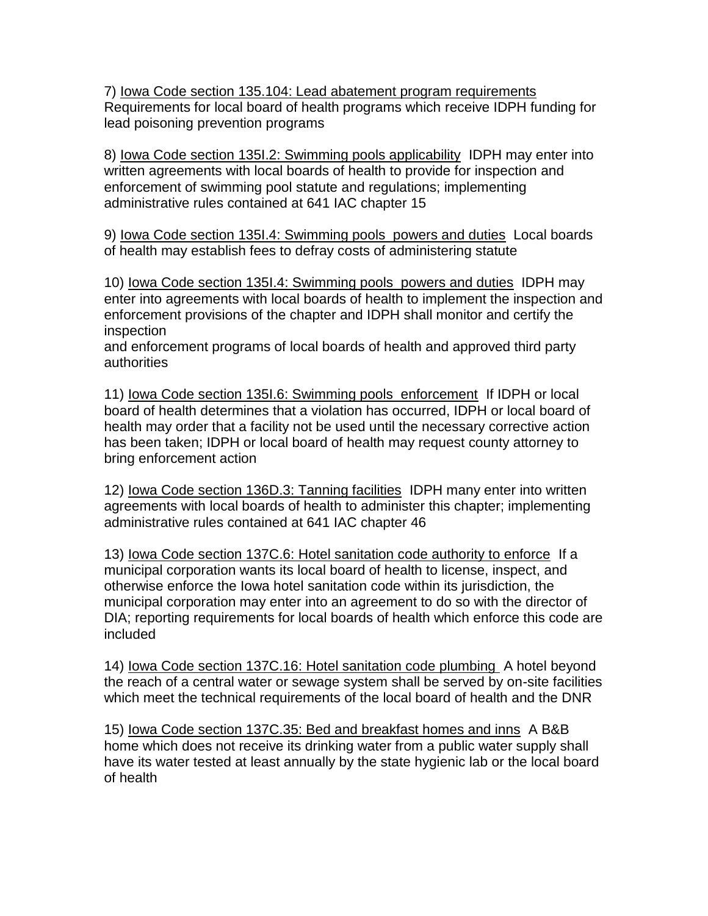7) <u>Iowa Code section 135.104: Lead abatement program requirements</u> Requirements for local board of health programs which receive IDPH funding for lead poisoning prevention programs

8) <u>Iowa Code section 135I.2: Swimming pools applicability</u> IDPH may enter into written agreements with local boards of health to provide for inspection and enforcement of swimming pool statute and regulations; implementing administrative rules contained at 641 IAC chapter 15

9) <u>Iowa Code section 135I.4: Swimming pools powers and duties</u> Local boards of health may establish fees to defray costs of administering statute

10) <u>Iowa Code section 135I.4: Swimming pools powers and duties</u> IDPH may enter into agreements with local boards of health to implement the inspection and enforcement provisions of the chapter and IDPH shall monitor and certify the inspection and enforcement programs of local boards of health and approved third party authorities

11) <u>Iowa Code section 135I.6: Swimming pools enforcement</u> If IDPH or local board of health determines that a violation has occurred, IDPH or local board of health may order that a facility not be used until the necessary corrective action has been taken; IDPH or local board of health may request county attorney to bring enforcement action

12) <u>Iowa Code section 136D.3: Tanning facilities</u> IDPH many enter into written agreements with local boards of health to administer this chapter; implementing administrative rules contained at 641 IAC chapter 46

13) <u>Iowa Code section 137C.6: Hotel sanitation code authority to enforce</u> If a municipal corporation wants its local board of health to license, inspect, and otherwise enforce the Iowa hotel sanitation code within its jurisdiction, the municipal corporation may enter into an agreement to do so with the director of DIA; reporting requirements for local boards of health which enforce this code are included

14) <u>Iowa Code section 137C.16: Hotel sanitation code plumbing</u> A hotel beyond the reach of a central water or sewage system shall be served by on-site facilities which meet the technical requirements of the local board of health and the DNR

15) <u>Iowa Code section 137C.35: Bed and breakfast homes and inns</u> A B&B home which does not receive its drinking water from a public water supply shall have its water tested at least annually by the state hygienic lab or the local board of health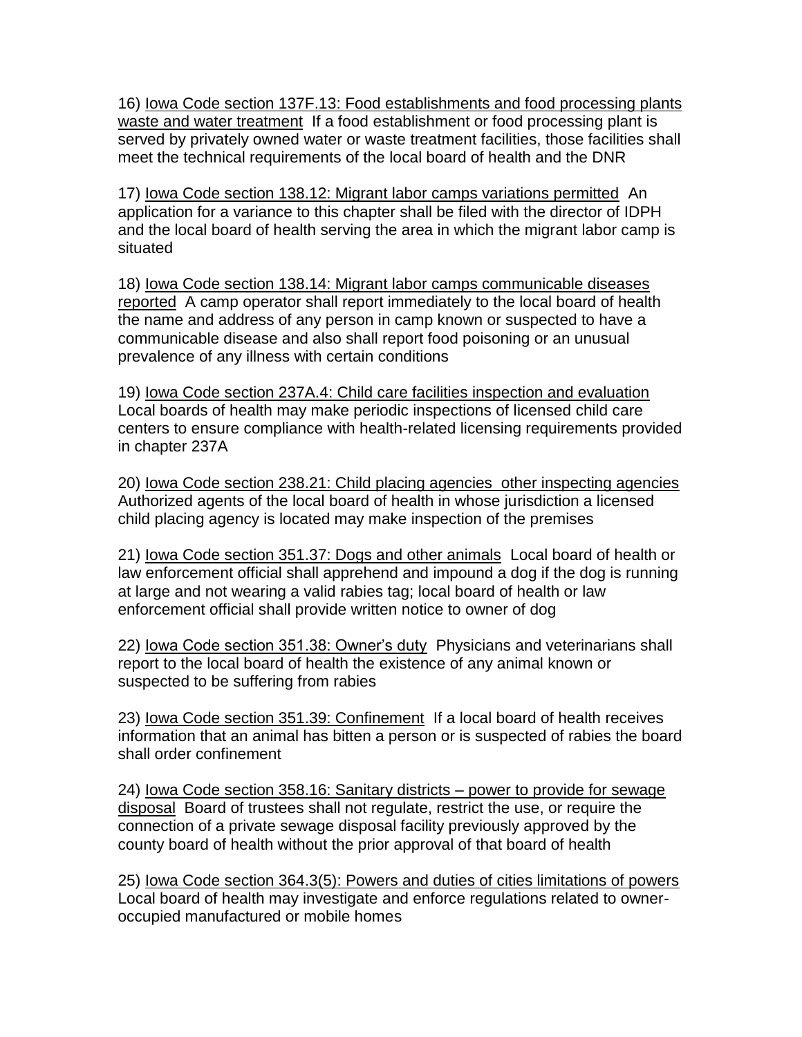16) <u>Iowa Code section 137F.13: Food establishments and food processing plants waste and water treatment</u>  If a food establishment or food processing plant is served by privately owned water or waste treatment facilities, those facilities shall meet the technical requirements of the local board of health and the DNR

17) <u>Iowa Code section 138.12: Migrant labor camps variations permitted</u>  An application for a variance to this chapter shall be filed with the director of IDPH and the local board of health serving the area in which the migrant labor camp is situated

18) <u>Iowa Code section 138.14: Migrant labor camps communicable diseases reported</u>  A camp operator shall report immediately to the local board of health the name and address of any person in camp known or suspected to have a communicable disease and also shall report food poisoning or an unusual prevalence of any illness with certain conditions

19) <u>Iowa Code section 237A.4: Child care facilities inspection and evaluation</u> Local boards of health may make periodic inspections of licensed child care centers to ensure compliance with health-related licensing requirements provided in chapter 237A

20) <u>Iowa Code section 238.21: Child placing agencies  other inspecting agencies</u> Authorized agents of the local board of health in whose jurisdiction a licensed child placing agency is located may make inspection of the premises

21) <u>Iowa Code section 351.37: Dogs and other animals</u>  Local board of health or law enforcement official shall apprehend and impound a dog if the dog is running at large and not wearing a valid rabies tag; local board of health or law enforcement official shall provide written notice to owner of dog

22) <u>Iowa Code section 351.38: Owner's duty</u>  Physicians and veterinarians shall report to the local board of health the existence of any animal known or suspected to be suffering from rabies

23) <u>Iowa Code section 351.39: Confinement</u>  If a local board of health receives information that an animal has bitten a person or is suspected of rabies the board shall order confinement

24) <u>Iowa Code section 358.16: Sanitary districts – power to provide for sewage disposal</u>  Board of trustees shall not regulate, restrict the use, or require the connection of a private sewage disposal facility previously approved by the county board of health without the prior approval of that board of health

25) <u>Iowa Code section 364.3(5): Powers and duties of cities limitations of powers</u> Local board of health may investigate and enforce regulations related to owner-occupied manufactured or mobile homes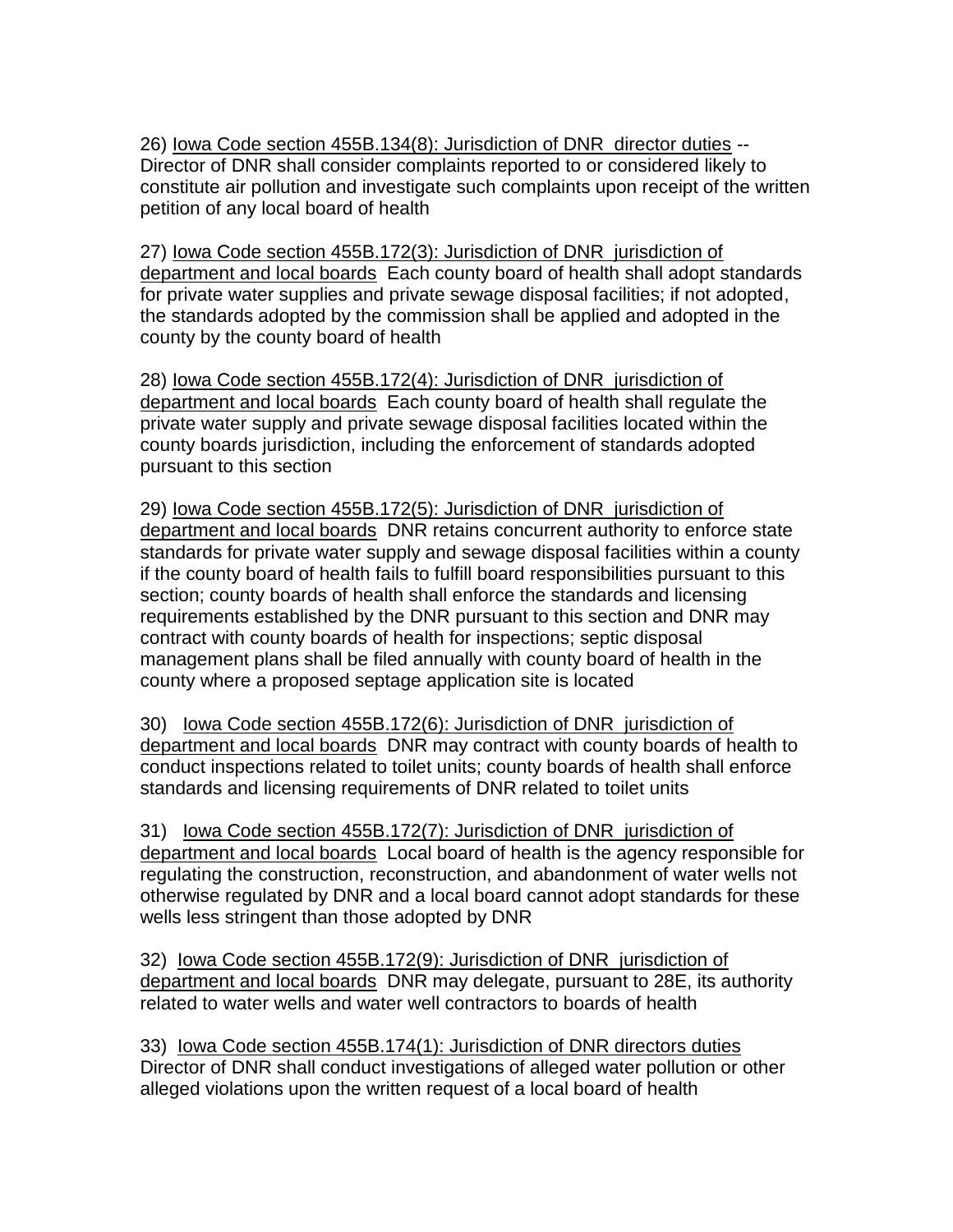26) <u>Iowa Code section 455B.134(8): Jurisdiction of DNR director duties</u> -- Director of DNR shall consider complaints reported to or considered likely to constitute air pollution and investigate such complaints upon receipt of the written petition of any local board of health

27) <u>Iowa Code section 455B.172(3): Jurisdiction of DNR jurisdiction of department and local boards</u> Each county board of health shall adopt standards for private water supplies and private sewage disposal facilities; if not adopted, the standards adopted by the commission shall be applied and adopted in the county by the county board of health

28) <u>Iowa Code section 455B.172(4): Jurisdiction of DNR jurisdiction of department and local boards</u> Each county board of health shall regulate the private water supply and private sewage disposal facilities located within the county boards jurisdiction, including the enforcement of standards adopted pursuant to this section

29) <u>Iowa Code section 455B.172(5): Jurisdiction of DNR jurisdiction of department and local boards</u> DNR retains concurrent authority to enforce state standards for private water supply and sewage disposal facilities within a county if the county board of health fails to fulfill board responsibilities pursuant to this section; county boards of health shall enforce the standards and licensing requirements established by the DNR pursuant to this section and DNR may contract with county boards of health for inspections; septic disposal management plans shall be filed annually with county board of health in the county where a proposed septage application site is located

30) <u>Iowa Code section 455B.172(6): Jurisdiction of DNR jurisdiction of department and local boards</u> DNR may contract with county boards of health to conduct inspections related to toilet units; county boards of health shall enforce standards and licensing requirements of DNR related to toilet units

31) <u>Iowa Code section 455B.172(7): Jurisdiction of DNR jurisdiction of department and local boards</u> Local board of health is the agency responsible for regulating the construction, reconstruction, and abandonment of water wells not otherwise regulated by DNR and a local board cannot adopt standards for these wells less stringent than those adopted by DNR

32) <u>Iowa Code section 455B.172(9): Jurisdiction of DNR jurisdiction of department and local boards</u> DNR may delegate, pursuant to 28E, its authority related to water wells and water well contractors to boards of health

33) <u>Iowa Code section 455B.174(1): Jurisdiction of DNR directors duties</u> Director of DNR shall conduct investigations of alleged water pollution or other alleged violations upon the written request of a local board of health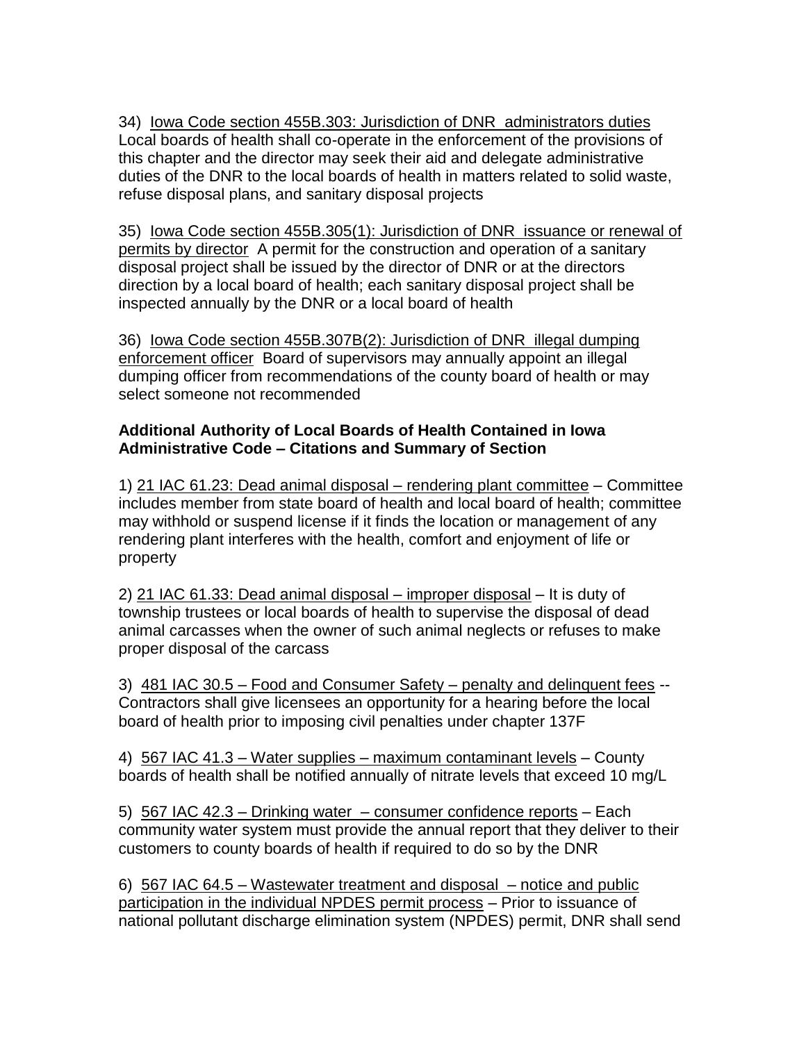34) <u>Iowa Code section 455B.303: Jurisdiction of DNR administrators duties</u> Local boards of health shall co-operate in the enforcement of the provisions of this chapter and the director may seek their aid and delegate administrative duties of the DNR to the local boards of health in matters related to solid waste, refuse disposal plans, and sanitary disposal projects

35) <u>Iowa Code section 455B.305(1): Jurisdiction of DNR issuance or renewal of permits by director</u> A permit for the construction and operation of a sanitary disposal project shall be issued by the director of DNR or at the directors direction by a local board of health; each sanitary disposal project shall be inspected annually by the DNR or a local board of health

36) <u>Iowa Code section 455B.307B(2): Jurisdiction of DNR illegal dumping enforcement officer</u> Board of supervisors may annually appoint an illegal dumping officer from recommendations of the county board of health or may select someone not recommended

**Additional Authority of Local Boards of Health Contained in Iowa Administrative Code – Citations and Summary of Section**

1) <u>21 IAC 61.23: Dead animal disposal – rendering plant committee</u> – Committee includes member from state board of health and local board of health; committee may withhold or suspend license if it finds the location or management of any rendering plant interferes with the health, comfort and enjoyment of life or property

2) <u>21 IAC 61.33: Dead animal disposal – improper disposal</u> – It is duty of township trustees or local boards of health to supervise the disposal of dead animal carcasses when the owner of such animal neglects or refuses to make proper disposal of the carcass

3) <u>481 IAC 30.5 – Food and Consumer Safety – penalty and delinquent fees</u> -- Contractors shall give licensees an opportunity for a hearing before the local board of health prior to imposing civil penalties under chapter 137F

4) <u>567 IAC 41.3 – Water supplies – maximum contaminant levels</u> – County boards of health shall be notified annually of nitrate levels that exceed 10 mg/L

5) <u>567 IAC 42.3 – Drinking water – consumer confidence reports</u> – Each community water system must provide the annual report that they deliver to their customers to county boards of health if required to do so by the DNR

6) <u>567 IAC 64.5 – Wastewater treatment and disposal – notice and public participation in the individual NPDES permit process</u> – Prior to issuance of national pollutant discharge elimination system (NPDES) permit, DNR shall send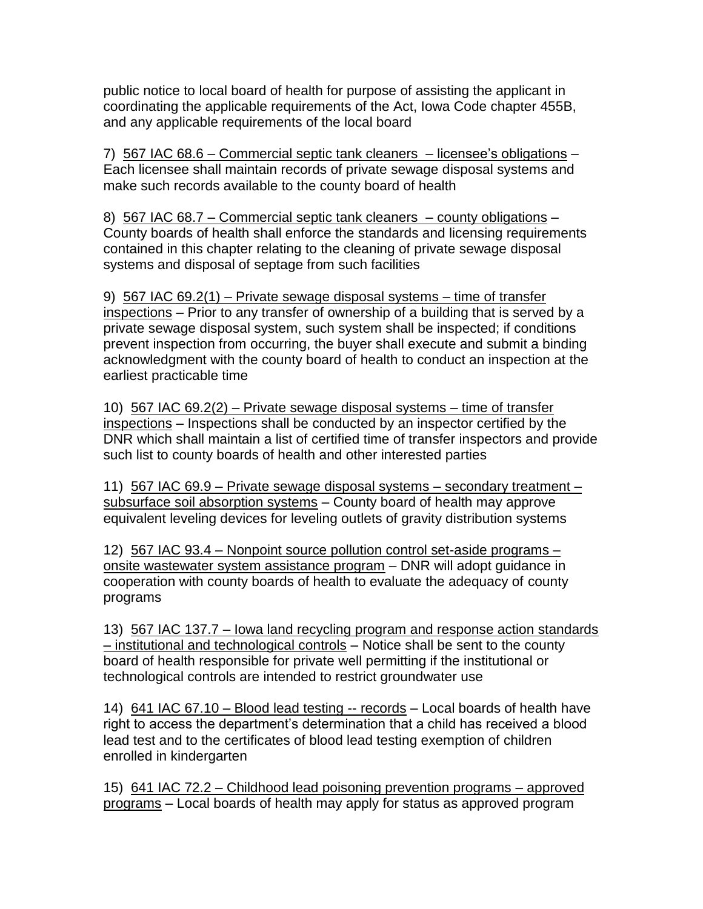public notice to local board of health for purpose of assisting the applicant in coordinating the applicable requirements of the Act, Iowa Code chapter 455B, and any applicable requirements of the local board

7) <u>567 IAC 68.6 – Commercial septic tank cleaners – licensee's obligations</u> – Each licensee shall maintain records of private sewage disposal systems and make such records available to the county board of health

8) <u>567 IAC 68.7 – Commercial septic tank cleaners – county obligations</u> – County boards of health shall enforce the standards and licensing requirements contained in this chapter relating to the cleaning of private sewage disposal systems and disposal of septage from such facilities

9) <u>567 IAC 69.2(1) – Private sewage disposal systems – time of transfer inspections</u> – Prior to any transfer of ownership of a building that is served by a private sewage disposal system, such system shall be inspected; if conditions prevent inspection from occurring, the buyer shall execute and submit a binding acknowledgment with the county board of health to conduct an inspection at the earliest practicable time

10) <u>567 IAC 69.2(2) – Private sewage disposal systems – time of transfer inspections</u> – Inspections shall be conducted by an inspector certified by the DNR which shall maintain a list of certified time of transfer inspectors and provide such list to county boards of health and other interested parties

11) <u>567 IAC 69.9 – Private sewage disposal systems – secondary treatment – subsurface soil absorption systems</u> – County board of health may approve equivalent leveling devices for leveling outlets of gravity distribution systems

12) <u>567 IAC 93.4 – Nonpoint source pollution control set-aside programs – onsite wastewater system assistance program</u> – DNR will adopt guidance in cooperation with county boards of health to evaluate the adequacy of county programs

13) <u>567 IAC 137.7 – Iowa land recycling program and response action standards – institutional and technological controls</u> – Notice shall be sent to the county board of health responsible for private well permitting if the institutional or technological controls are intended to restrict groundwater use

14) <u>641 IAC 67.10 – Blood lead testing -- records</u> – Local boards of health have right to access the department's determination that a child has received a blood lead test and to the certificates of blood lead testing exemption of children enrolled in kindergarten

15) <u>641 IAC 72.2 – Childhood lead poisoning prevention programs – approved programs</u> – Local boards of health may apply for status as approved program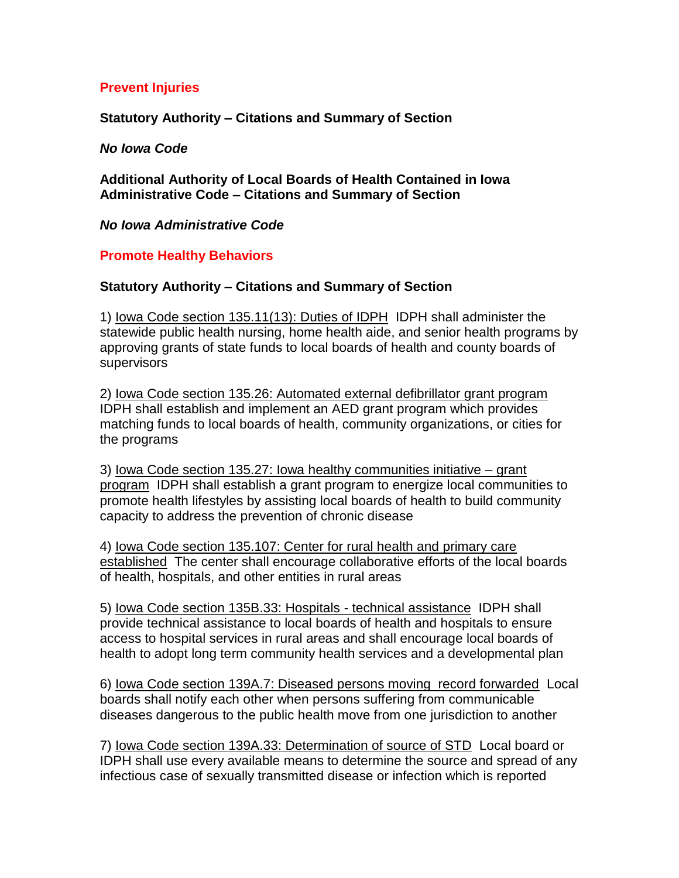## Prevent Injuries

**Statutory Authority – Citations and Summary of Section**

***No Iowa Code***

**Additional Authority of Local Boards of Health Contained in Iowa Administrative Code – Citations and Summary of Section**

***No Iowa Administrative Code***

## Promote Healthy Behaviors

**Statutory Authority – Citations and Summary of Section**

1) <u>Iowa Code section 135.11(13): Duties of IDPH</u> IDPH shall administer the statewide public health nursing, home health aide, and senior health programs by approving grants of state funds to local boards of health and county boards of supervisors

2) <u>Iowa Code section 135.26: Automated external defibrillator grant program</u> IDPH shall establish and implement an AED grant program which provides matching funds to local boards of health, community organizations, or cities for the programs

3) <u>Iowa Code section 135.27: Iowa healthy communities initiative – grant program</u> IDPH shall establish a grant program to energize local communities to promote health lifestyles by assisting local boards of health to build community capacity to address the prevention of chronic disease

4) <u>Iowa Code section 135.107: Center for rural health and primary care established</u> The center shall encourage collaborative efforts of the local boards of health, hospitals, and other entities in rural areas

5) <u>Iowa Code section 135B.33: Hospitals - technical assistance</u> IDPH shall provide technical assistance to local boards of health and hospitals to ensure access to hospital services in rural areas and shall encourage local boards of health to adopt long term community health services and a developmental plan

6) <u>Iowa Code section 139A.7: Diseased persons moving record forwarded</u> Local boards shall notify each other when persons suffering from communicable diseases dangerous to the public health move from one jurisdiction to another

7) <u>Iowa Code section 139A.33: Determination of source of STD</u> Local board or IDPH shall use every available means to determine the source and spread of any infectious case of sexually transmitted disease or infection which is reported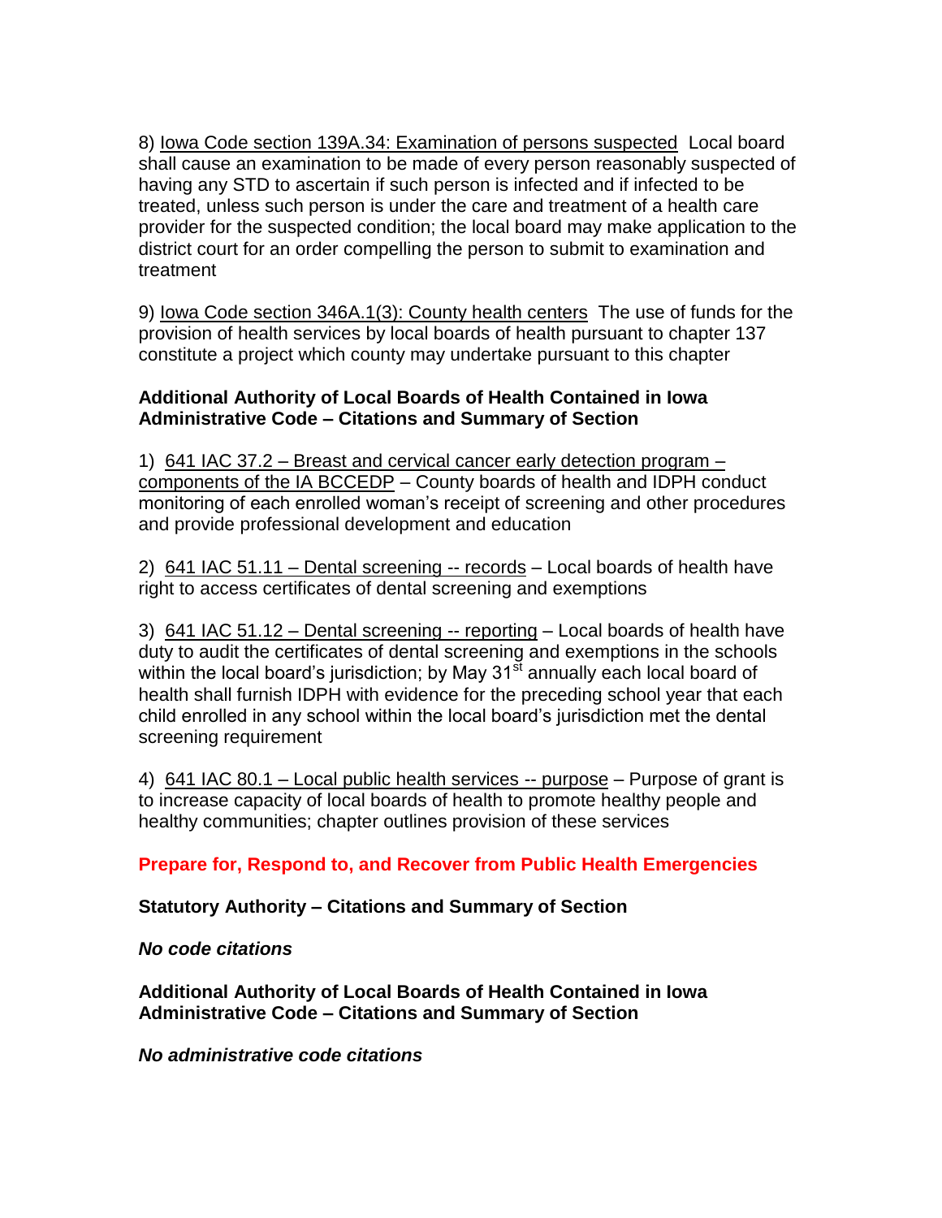8) Iowa Code section 139A.34: Examination of persons suspected Local board shall cause an examination to be made of every person reasonably suspected of having any STD to ascertain if such person is infected and if infected to be treated, unless such person is under the care and treatment of a health care provider for the suspected condition; the local board may make application to the district court for an order compelling the person to submit to examination and treatment

9) Iowa Code section 346A.1(3): County health centers The use of funds for the provision of health services by local boards of health pursuant to chapter 137 constitute a project which county may undertake pursuant to this chapter

**Additional Authority of Local Boards of Health Contained in Iowa Administrative Code – Citations and Summary of Section**

1) 641 IAC 37.2 – Breast and cervical cancer early detection program – components of the IA BCCEDP – County boards of health and IDPH conduct monitoring of each enrolled woman's receipt of screening and other procedures and provide professional development and education

2) 641 IAC 51.11 – Dental screening -- records – Local boards of health have right to access certificates of dental screening and exemptions

3) 641 IAC 51.12 – Dental screening -- reporting – Local boards of health have duty to audit the certificates of dental screening and exemptions in the schools within the local board's jurisdiction; by May 31st annually each local board of health shall furnish IDPH with evidence for the preceding school year that each child enrolled in any school within the local board's jurisdiction met the dental screening requirement

4) 641 IAC 80.1 – Local public health services -- purpose – Purpose of grant is to increase capacity of local boards of health to promote healthy people and healthy communities; chapter outlines provision of these services

**Prepare for, Respond to, and Recover from Public Health Emergencies**

**Statutory Authority – Citations and Summary of Section**

***No code citations***

**Additional Authority of Local Boards of Health Contained in Iowa Administrative Code – Citations and Summary of Section**

***No administrative code citations***